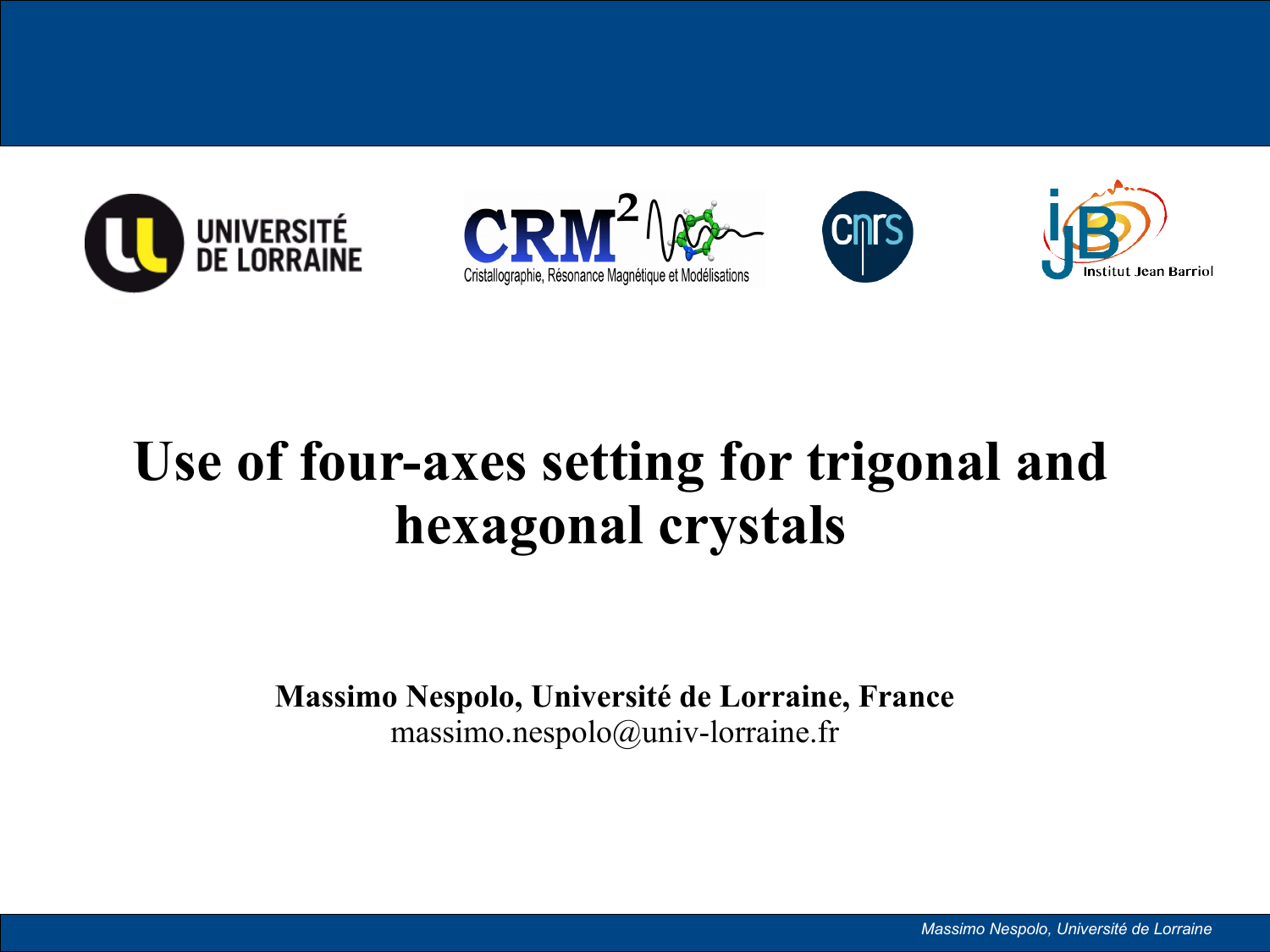UNIVERSITÉ DE LORRAINE

CRM[2]

Cristallographie, Résonance Magnétique et Modélisations

cnrs

Institut Jean Barriol

# Use of four-axes setting for trigonal and hexagonal crystals

**Massimo Nespolo, Université de Lorraine, France**

massimo.nespolo@univ-lorraine.fr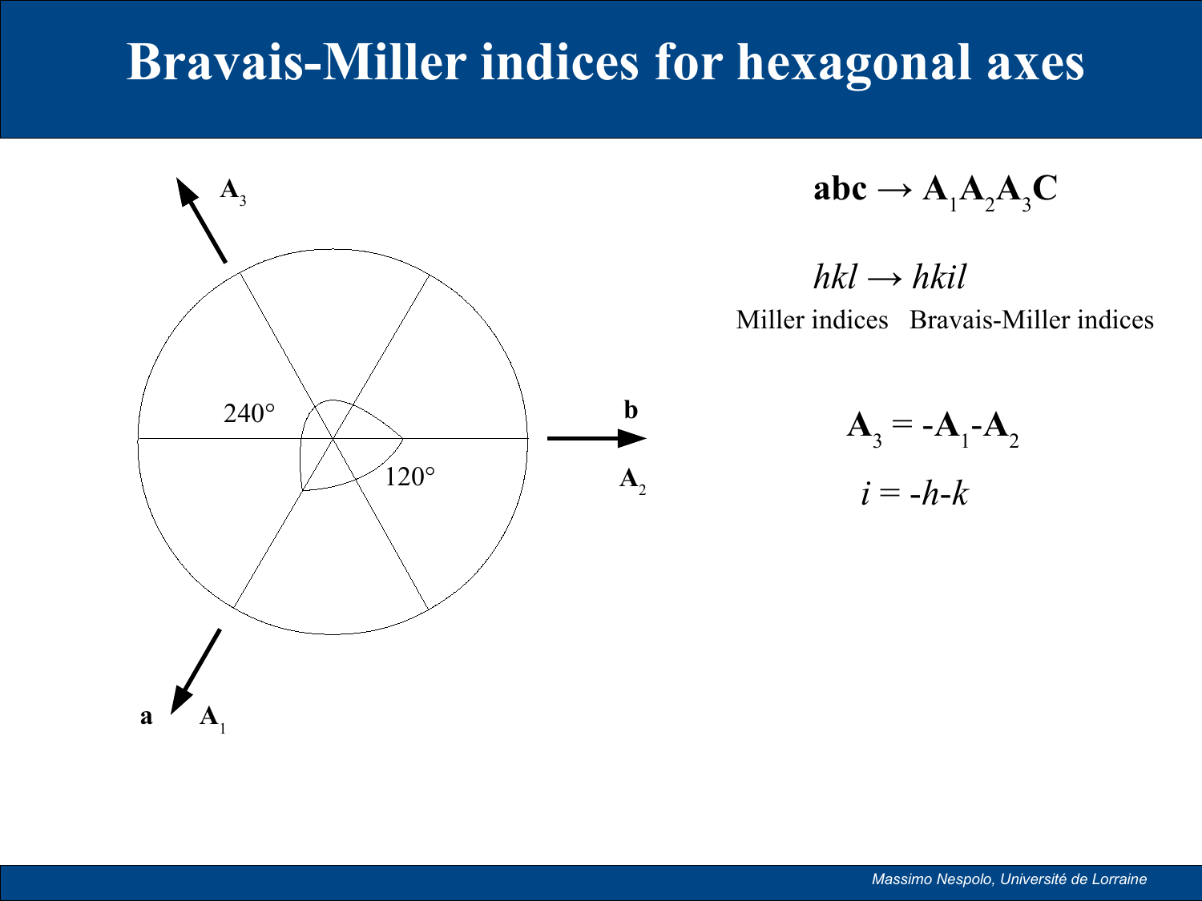# Bravais-Miller indices for hexagonal axes

$$\mathbf{abc} \rightarrow \mathbf{A}_1\mathbf{A}_2\mathbf{A}_3\mathbf{C}$$

$$hkl \rightarrow hkil$$

Miller indices Bravais-Miller indices

$$\mathbf{A}_3 = -\mathbf{A}_1 - \mathbf{A}_2$$

$$i = -h-k$$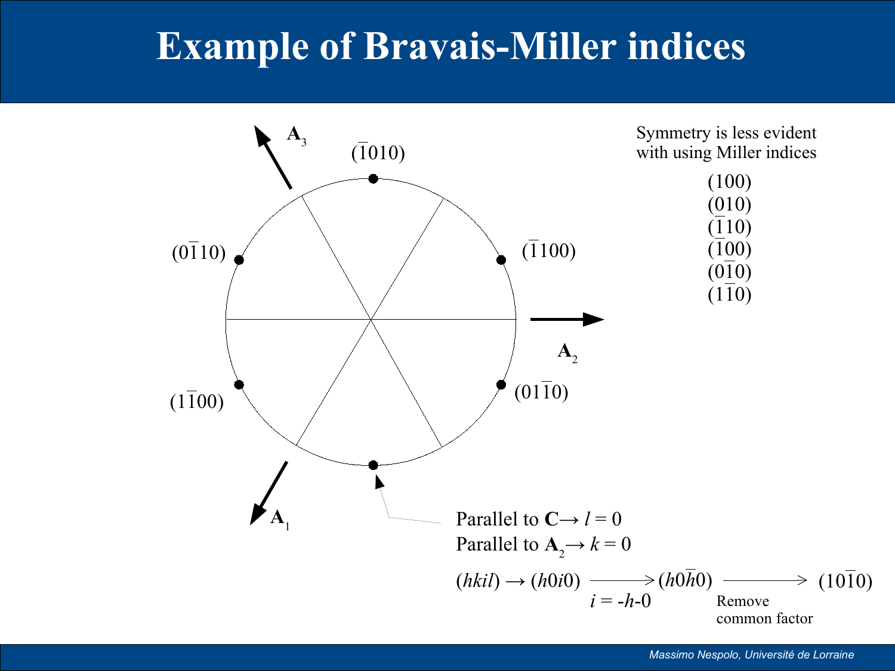# Example of Bravais-Miller indices

$(\bar{1}010)$

$(0\bar{1}10)$ $(\bar{1}100)$

$(1\bar{1}00)$ $(01\bar{1}0)$

$\mathbf{A}_3$ $\mathbf{A}_2$ $\mathbf{A}_1$

Symmetry is less evident with using Miller indices

(100)
(010)
$(\bar{1}10)$
$(\bar{1}00)$
$(0\bar{1}0)$
$(1\bar{1}0)$

Parallel to $\mathbf{C} \rightarrow l = 0$

Parallel to $\mathbf{A}_2 \rightarrow k = 0$

$(hkil) \rightarrow (h0i0) \xrightarrow[i = -h-0]{} (h0\bar{h}0) \xrightarrow[\text{Remove common factor}]{} (10\bar{1}0)$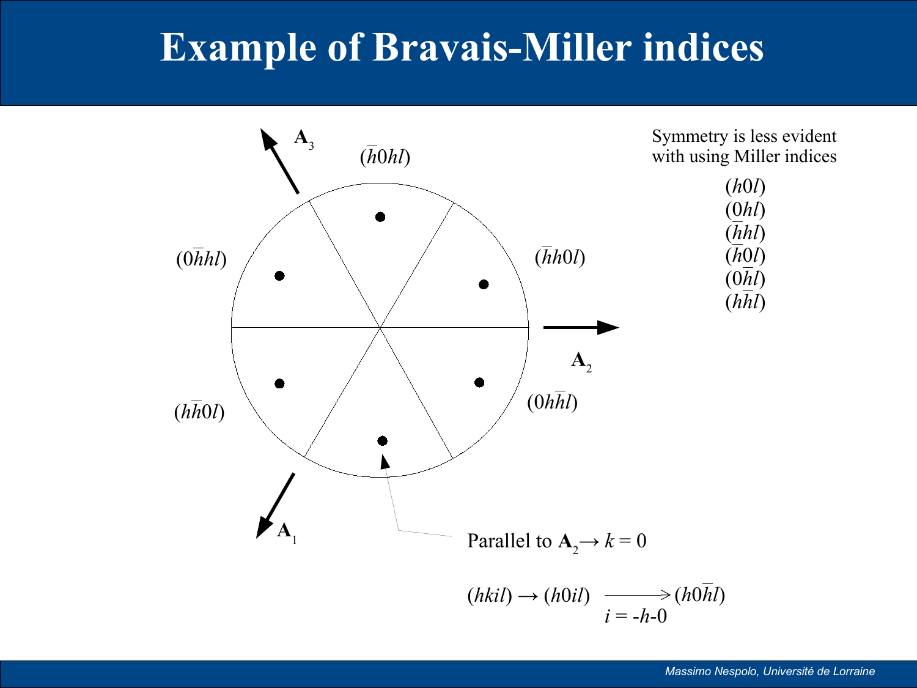# Example of Bravais-Miller indices

$\mathbf{A}_3$

$(\bar{h}0hl)$

$(0\bar{h}hl)$

$(\bar{h}h0l)$

$\mathbf{A}_2$

$(h\bar{h}0l)$

$(0h\bar{h}l)$

$\mathbf{A}_1$

Symmetry is less evident with using Miller indices

$(h0l)$
$(0hl)$
$(\bar{h}hl)$
$(\bar{h}0l)$
$(0\bar{h}l)$
$(h\bar{h}l)$

Parallel to $\mathbf{A}_2 \rightarrow k = 0$

$$(hkil) \rightarrow (h0il) \xrightarrow[i\,=\,-h-0]{} (h0\bar{h}l)$$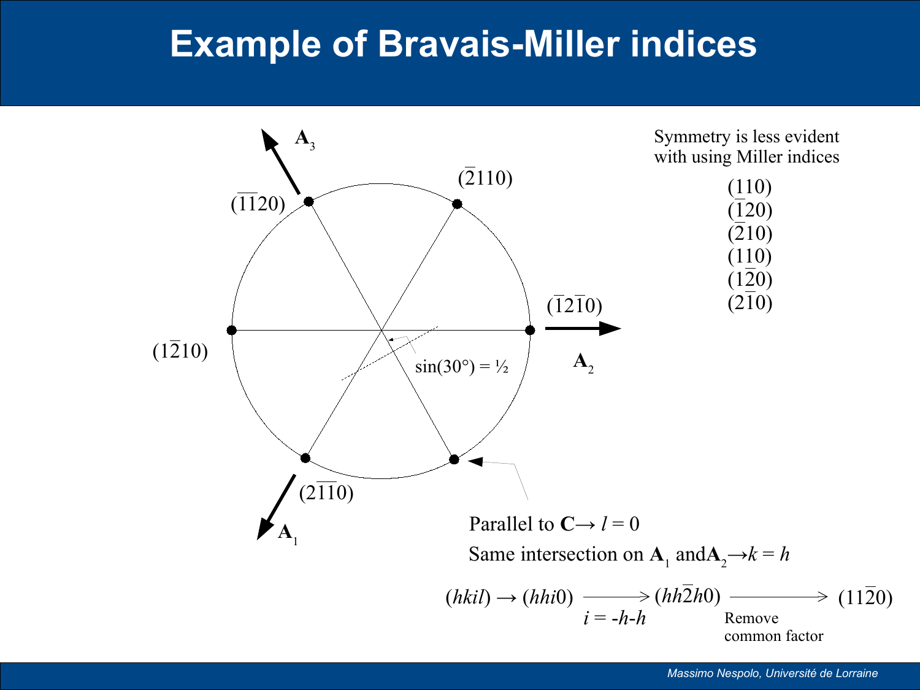# Example of Bravais-Miller indices

$(\bar{1}\bar{1}20)$ $(\bar{2}110)$ $(1\bar{2}10)$ $(\bar{1}2\bar{1}0)$ $(2\bar{1}\bar{1}0)$

$\mathbf{A}_3$ $\mathbf{A}_2$ $\mathbf{A}_1$

$\sin(30°) = ½$

Symmetry is less evident with using Miller indices

(110)
$(\bar{1}20)$
$(\bar{2}10)$
$(1\bar{1}0)$
$(1\bar{2}0)$
$(2\bar{1}0)$

Parallel to $\mathbf{C} \rightarrow l = 0$

Same intersection on $\mathbf{A}_1$ and $\mathbf{A}_2 \rightarrow k = h$

$$(hkil) \rightarrow (hhi0) \xrightarrow[i = -h-h]{} (hh\bar{2}h0) \xrightarrow[\text{Remove common factor}]{} (11\bar{2}0)$$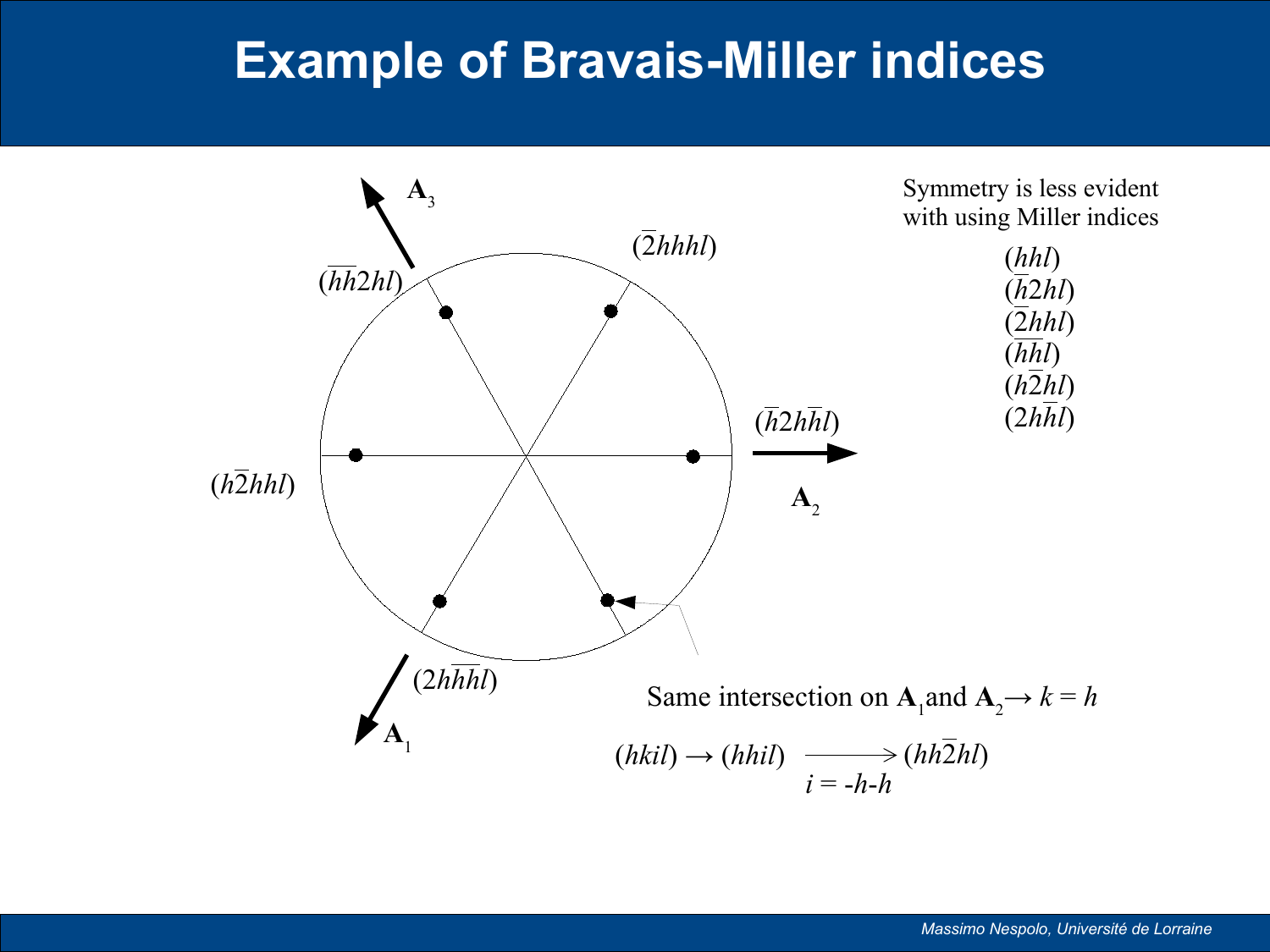# Example of Bravais-Miller indices

$\mathbf{A}_3$

$(\bar{h}\bar{h}2hl)$

$(\bar{2}hhhl)$

$(\bar{h}2h\bar{h}l)$

$\mathbf{A}_2$

$(h\bar{2}hhl)$

$(2h\bar{h}\bar{h}l)$

$\mathbf{A}_1$

Symmetry is less evident with using Miller indices

$(hhl)$
$(\bar{h}2hl)$
$(\bar{2}hhl)$
$(\bar{h}\bar{h}l)$
$(h\bar{2}hl)$
$(2h\bar{h}l)$

Same intersection on $\mathbf{A}_1$ and $\mathbf{A}_2 \rightarrow k = h$

$$(hkil) \rightarrow (hhil) \xrightarrow[i = -h-h]{} (hh\bar{2}hl)$$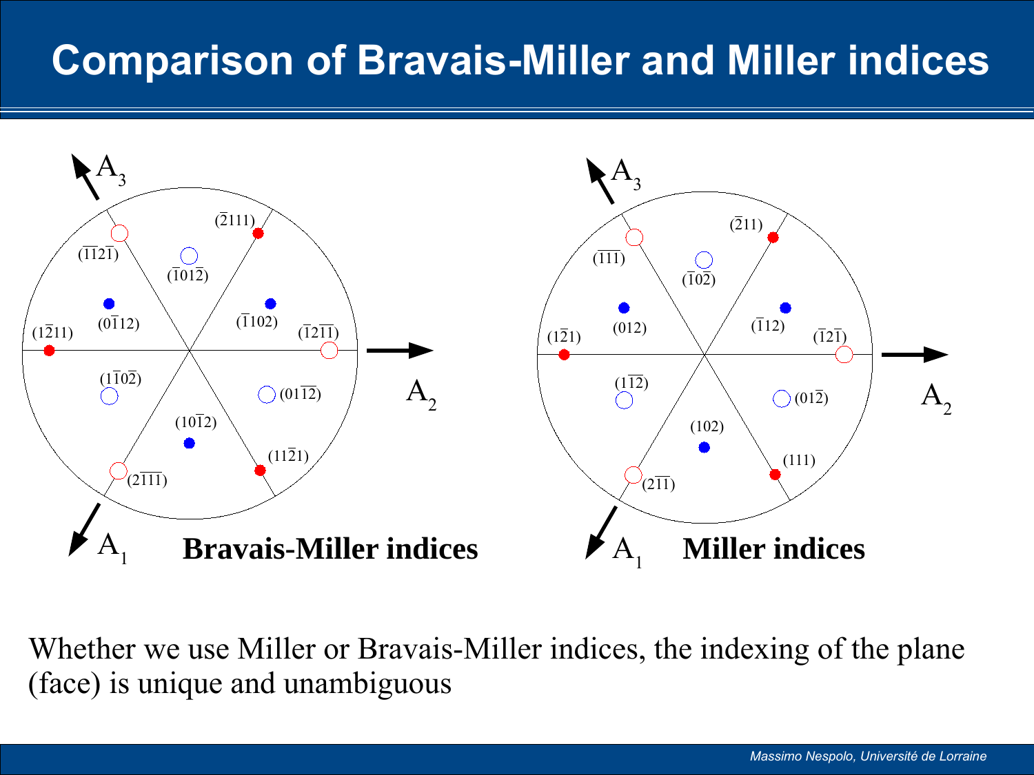# Comparison of Bravais-Miller and Miller indices

$A_3$

$A_2$

$A_1$

**Bravais-Miller indices**

$(\bar{2}111)$, $(\bar{1}\bar{1}2\bar{1})$, $(\bar{1}01\bar{2})$, $(0\bar{1}12)$, $(\bar{1}102)$, $(1\bar{2}11)$, $(\bar{1}2\bar{1}\bar{1})$, $(1\bar{1}0\bar{2})$, $(01\bar{1}\bar{2})$, $(10\bar{1}2)$, $(11\bar{2}1)$, $(2\bar{1}\bar{1}\bar{1})$

$A_3$

$A_2$

$A_1$

**Miller indices**

$(\bar{2}11)$, $(\bar{1}\bar{1}\bar{1})$, $(\bar{1}0\bar{2})$, $(012)$, $(\bar{1}12)$, $(1\bar{2}1)$, $(\bar{1}2\bar{1})$, $(1\bar{1}\bar{2})$, $(01\bar{2})$, $(102)$, $(111)$, $(2\bar{1}\bar{1})$

Whether we use Miller or Bravais-Miller indices, the indexing of the plane (face) is unique and unambiguous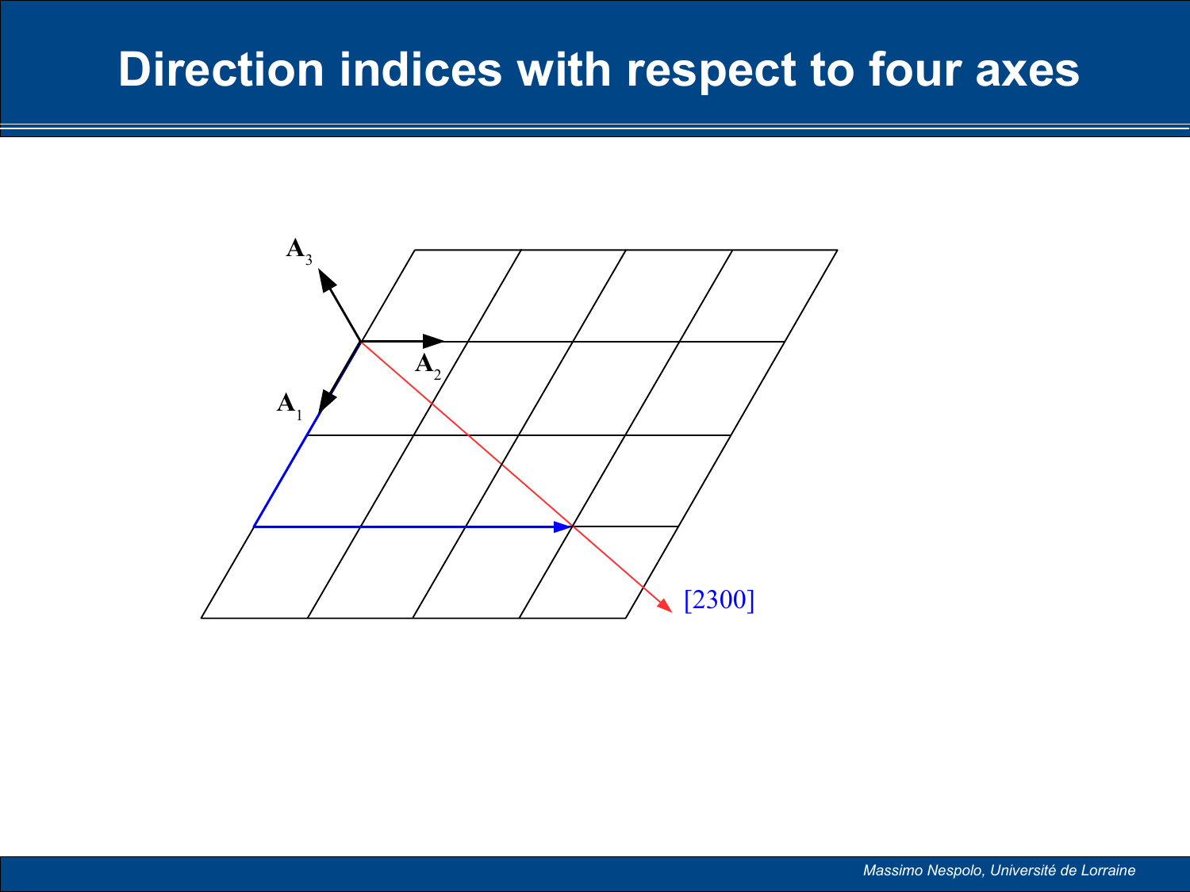# Direction indices with respect to four axes

$\mathbf{A}_3$

$\mathbf{A}_2$

$\mathbf{A}_1$

[2300]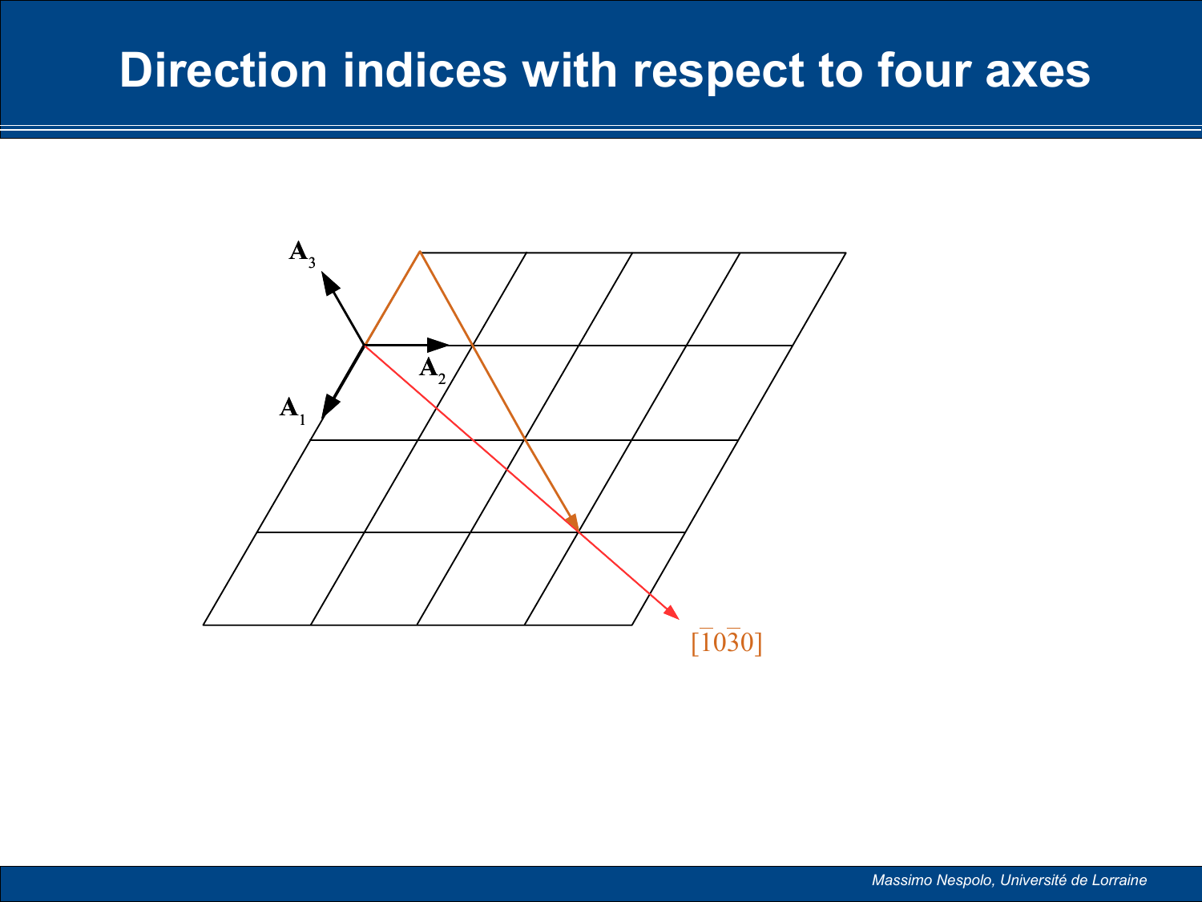# Direction indices with respect to four axes

$\mathbf{A}_3$

$\mathbf{A}_2$

$\mathbf{A}_1$

$[\bar{1}0\bar{3}0]$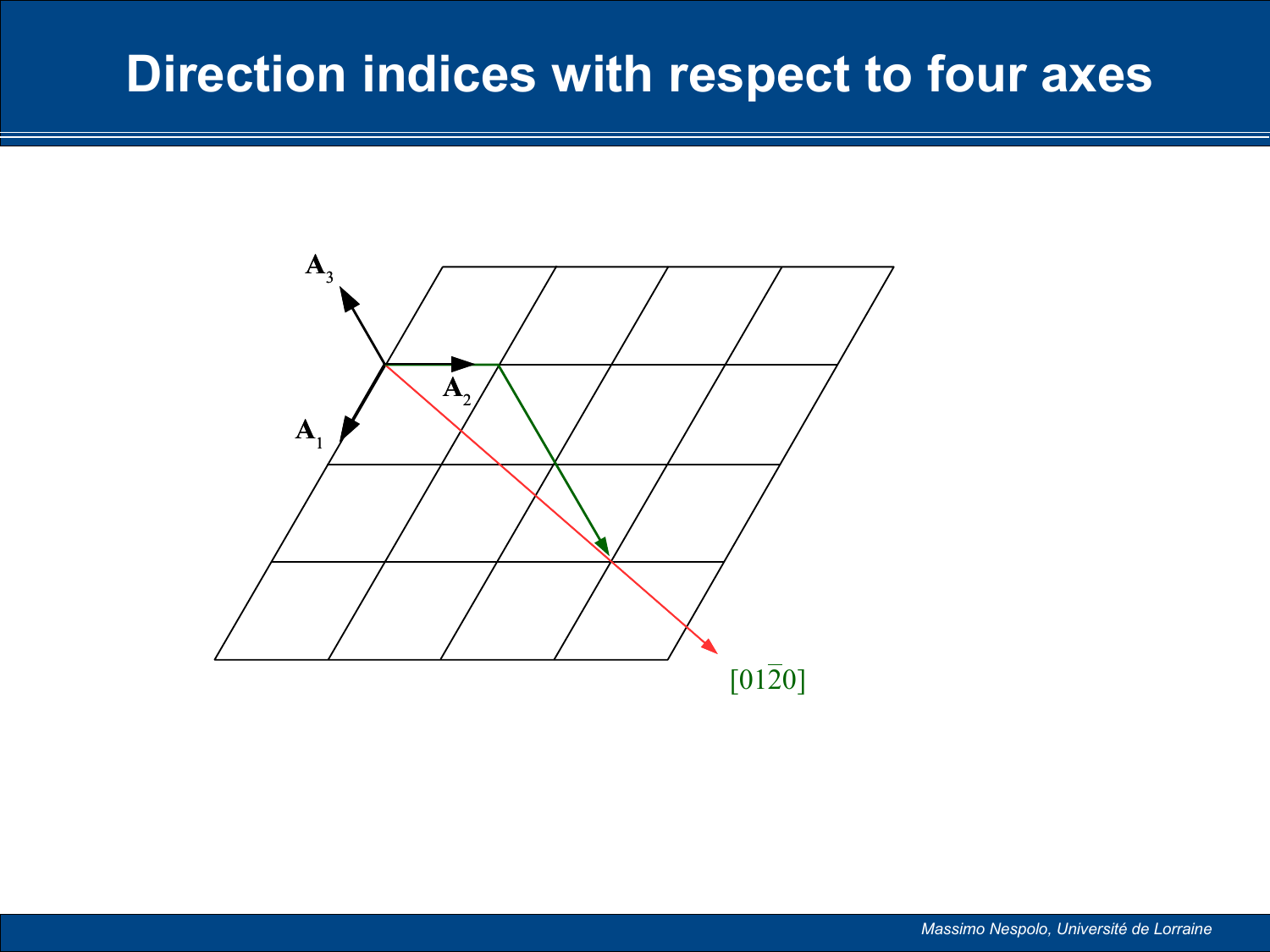# Direction indices with respect to four axes

$\mathbf{A}_3$

$\mathbf{A}_2$

$\mathbf{A}_1$

$[01\bar{2}0]$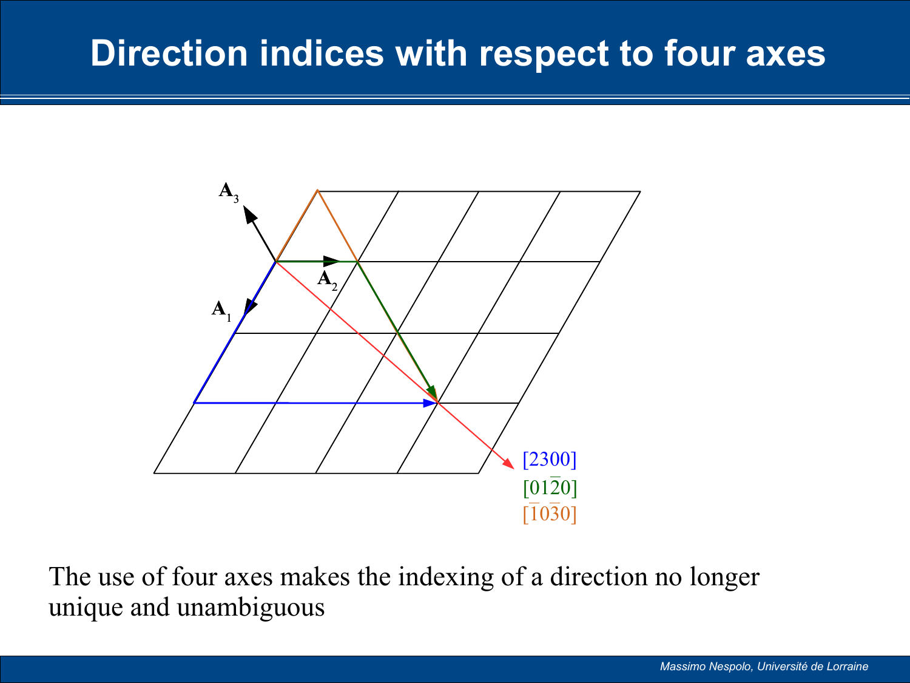# Direction indices with respect to four axes

$\mathbf{A}_3$

$\mathbf{A}_2$

$\mathbf{A}_1$

[2300]

$[01\bar{2}0]$

$[\bar{1}0\bar{3}0]$

The use of four axes makes the indexing of a direction no longer unique and unambiguous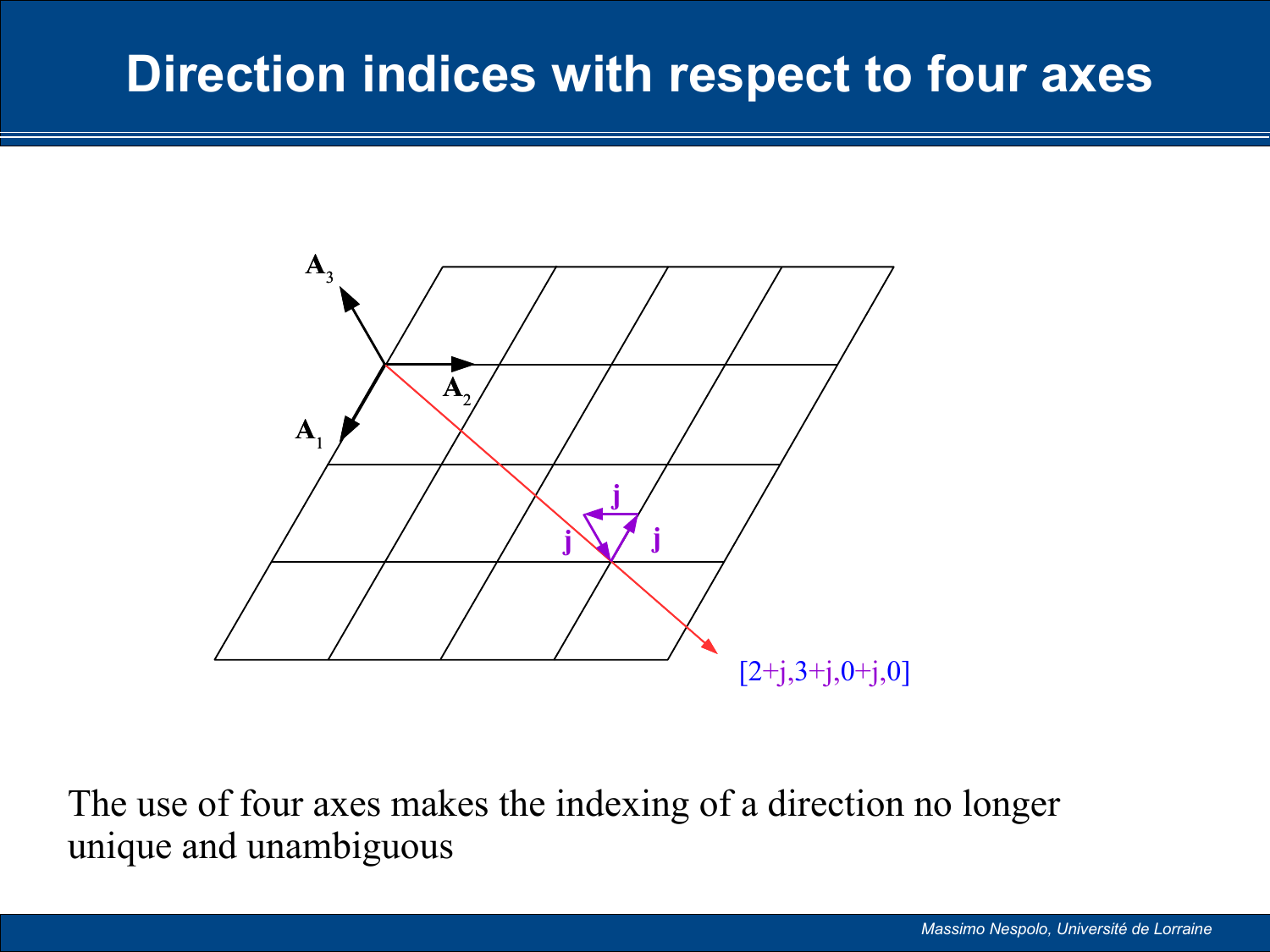# Direction indices with respect to four axes

The use of four axes makes the indexing of a direction no longer unique and unambiguous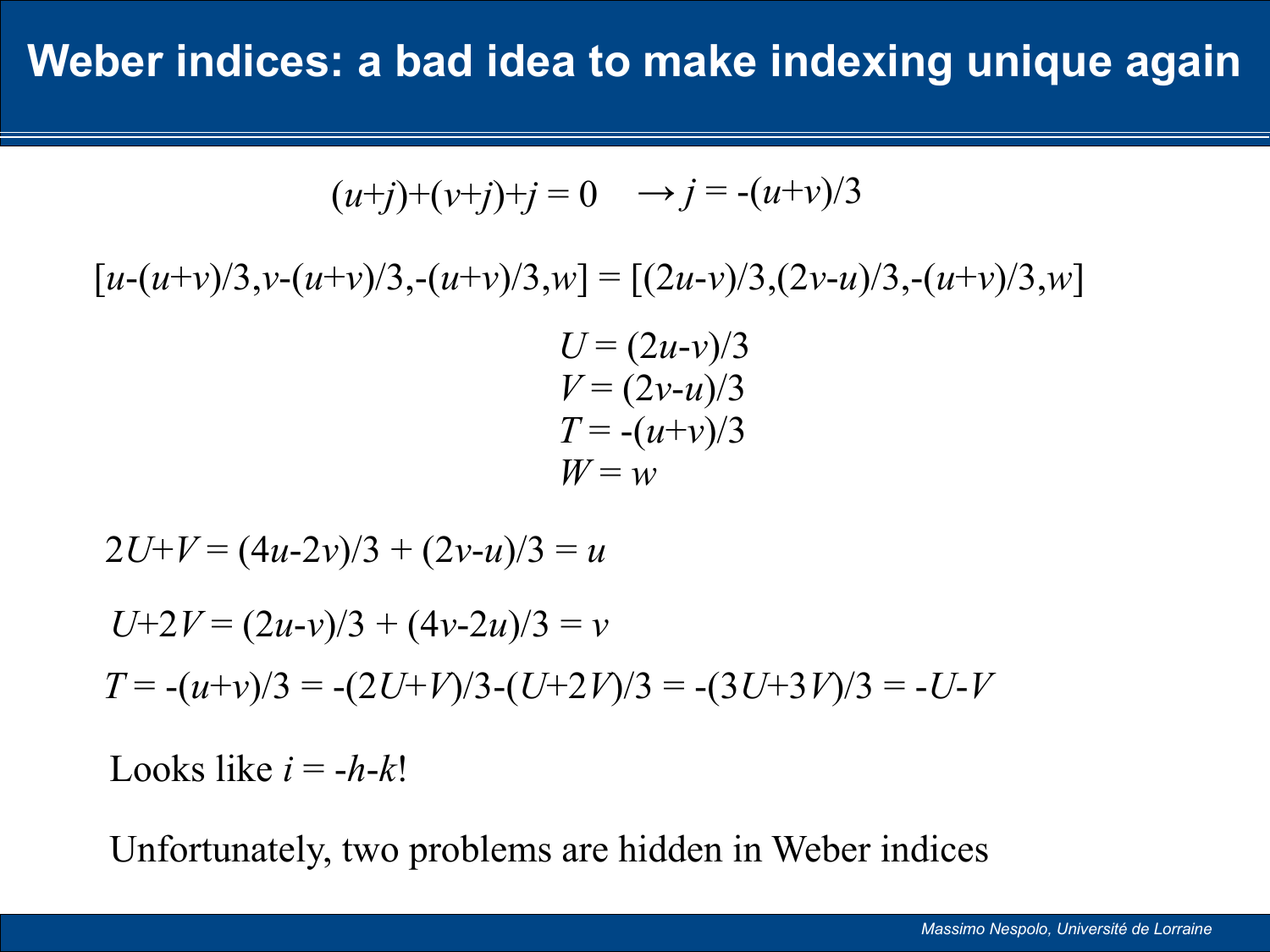# Weber indices: a bad idea to make indexing unique again

$$(u+j)+(v+j)+j = 0 \quad \rightarrow j = -(u+v)/3$$

$$[u-(u+v)/3, v-(u+v)/3, -(u+v)/3, w] = [(2u-v)/3, (2v-u)/3, -(u+v)/3, w]$$

$$\begin{aligned} U &= (2u-v)/3 \\ V &= (2v-u)/3 \\ T &= -(u+v)/3 \\ W &= w \end{aligned}$$

$$2U+V = (4u-2v)/3 + (2v-u)/3 = u$$

$$U+2V = (2u-v)/3 + (4v-2u)/3 = v$$

$$T = -(u+v)/3 = -(2U+V)/3-(U+2V)/3 = -(3U+3V)/3 = -U-V$$

Looks like $i = -h-k$!

Unfortunately, two problems are hidden in Weber indices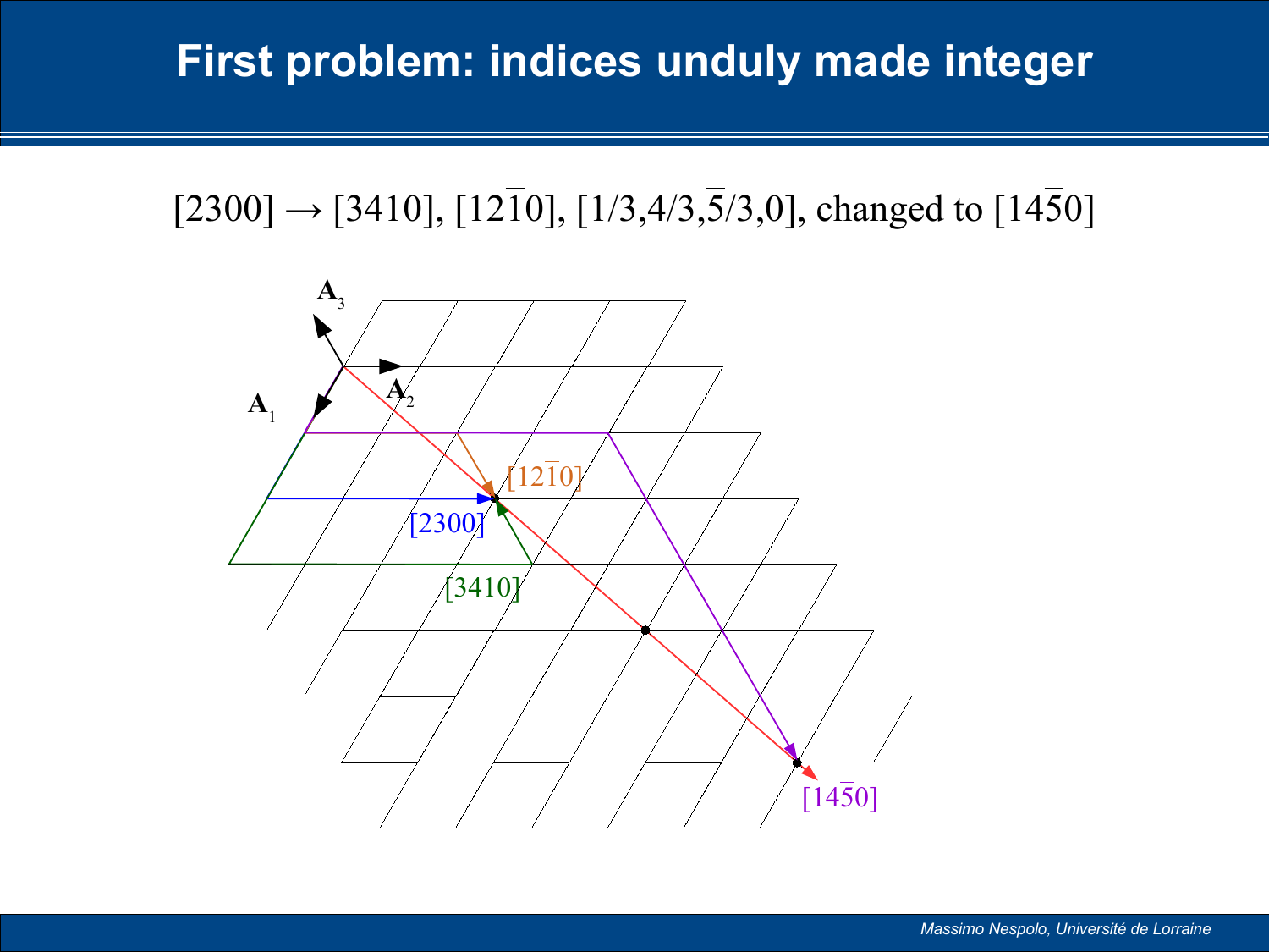# First problem: indices unduly made integer

$[2300] \rightarrow [3410]$, $[1\bar{2}\bar{1}0]$, $[1/3,4/3,\bar{5}/3,0]$, changed to $[14\bar{5}0]$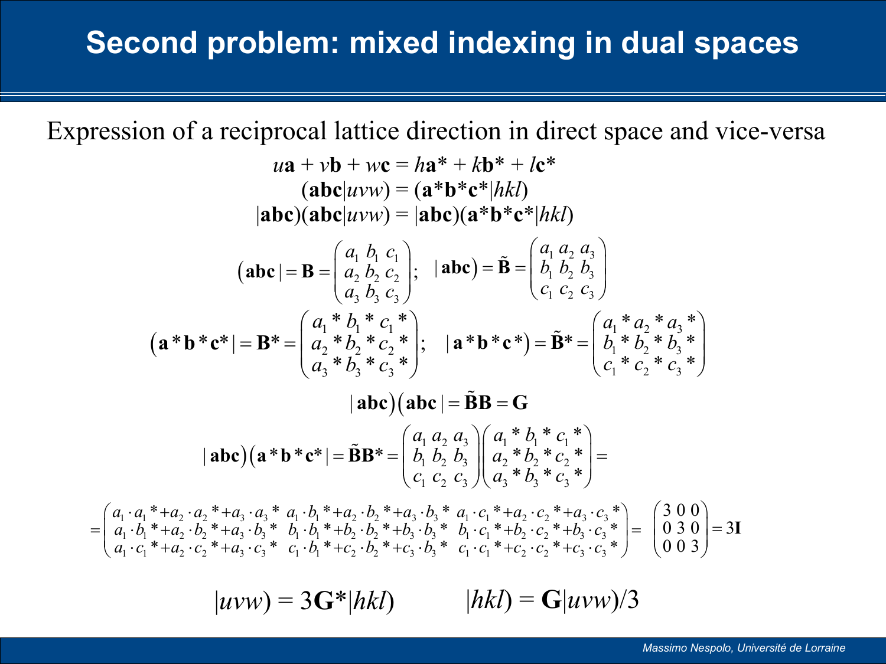# Second problem: mixed indexing in dual spaces

Expression of a reciprocal lattice direction in direct space and vice-versa

$$u\mathbf{a} + v\mathbf{b} + w\mathbf{c} = h\mathbf{a}^* + k\mathbf{b}^* + l\mathbf{c}^*$$

$$(\mathbf{abc}|uvw) = (\mathbf{a}^*\mathbf{b}^*\mathbf{c}^*|hkl)$$

$$|\mathbf{abc})(\mathbf{abc}|uvw) = |\mathbf{abc})(\mathbf{a}^*\mathbf{b}^*\mathbf{c}^*|hkl)$$

$$(\mathbf{abc}| = \mathbf{B} = \begin{pmatrix} a_1 & b_1 & c_1 \\ a_2 & b_2 & c_2 \\ a_3 & b_3 & c_3 \end{pmatrix}; \quad |\mathbf{abc}) = \tilde{\mathbf{B}} = \begin{pmatrix} a_1 & a_2 & a_3 \\ b_1 & b_2 & b_3 \\ c_1 & c_2 & c_3 \end{pmatrix}$$

$$(\mathbf{a}^*\mathbf{b}^*\mathbf{c}^*| = \mathbf{B}^* = \begin{pmatrix} a_1^* & b_1^* & c_1^* \\ a_2^* & b_2^* & c_2^* \\ a_3^* & b_3^* & c_3^* \end{pmatrix}; \quad |\mathbf{a}^*\mathbf{b}^*\mathbf{c}^*) = \tilde{\mathbf{B}}^* = \begin{pmatrix} a_1^* & a_2^* & a_3^* \\ b_1^* & b_2^* & b_3^* \\ c_1^* & c_2^* & c_3^* \end{pmatrix}$$

$$|\mathbf{abc})(\mathbf{abc}| = \tilde{\mathbf{B}}\mathbf{B} = \mathbf{G}$$

$$|\mathbf{abc})(\mathbf{a}^*\mathbf{b}^*\mathbf{c}^*| = \tilde{\mathbf{B}}\mathbf{B}^* = \begin{pmatrix} a_1 & a_2 & a_3 \\ b_1 & b_2 & b_3 \\ c_1 & c_2 & c_3 \end{pmatrix} \begin{pmatrix} a_1^* & b_1^* & c_1^* \\ a_2^* & b_2^* & c_2^* \\ a_3^* & b_3^* & c_3^* \end{pmatrix} =$$

$$= \begin{pmatrix} a_1 \cdot a_1^* + a_2 \cdot a_2^* + a_3 \cdot a_3^* & a_1 \cdot b_1^* + a_2 \cdot b_2^* + a_3 \cdot b_3^* & a_1 \cdot c_1^* + a_2 \cdot c_2^* + a_3 \cdot c_3^* \\ a_1 \cdot b_1^* + a_2 \cdot b_2^* + a_3 \cdot b_3^* & b_1 \cdot b_1^* + b_2 \cdot b_2^* + b_3 \cdot b_3^* & b_1 \cdot c_1^* + b_2 \cdot c_2^* + b_3 \cdot c_3^* \\ a_1 \cdot c_1^* + a_2 \cdot c_2^* + a_3 \cdot c_3^* & c_1 \cdot b_1^* + c_2 \cdot b_2^* + c_3 \cdot b_3^* & c_1 \cdot c_1^* + c_2 \cdot c_2^* + c_3 \cdot c_3^* \end{pmatrix} = \begin{pmatrix} 3 & 0 & 0 \\ 0 & 3 & 0 \\ 0 & 0 & 3 \end{pmatrix} = 3\mathbf{I}$$

$$|uvw) = 3\mathbf{G}^*|hkl) \qquad |hkl) = \mathbf{G}|uvw)/3$$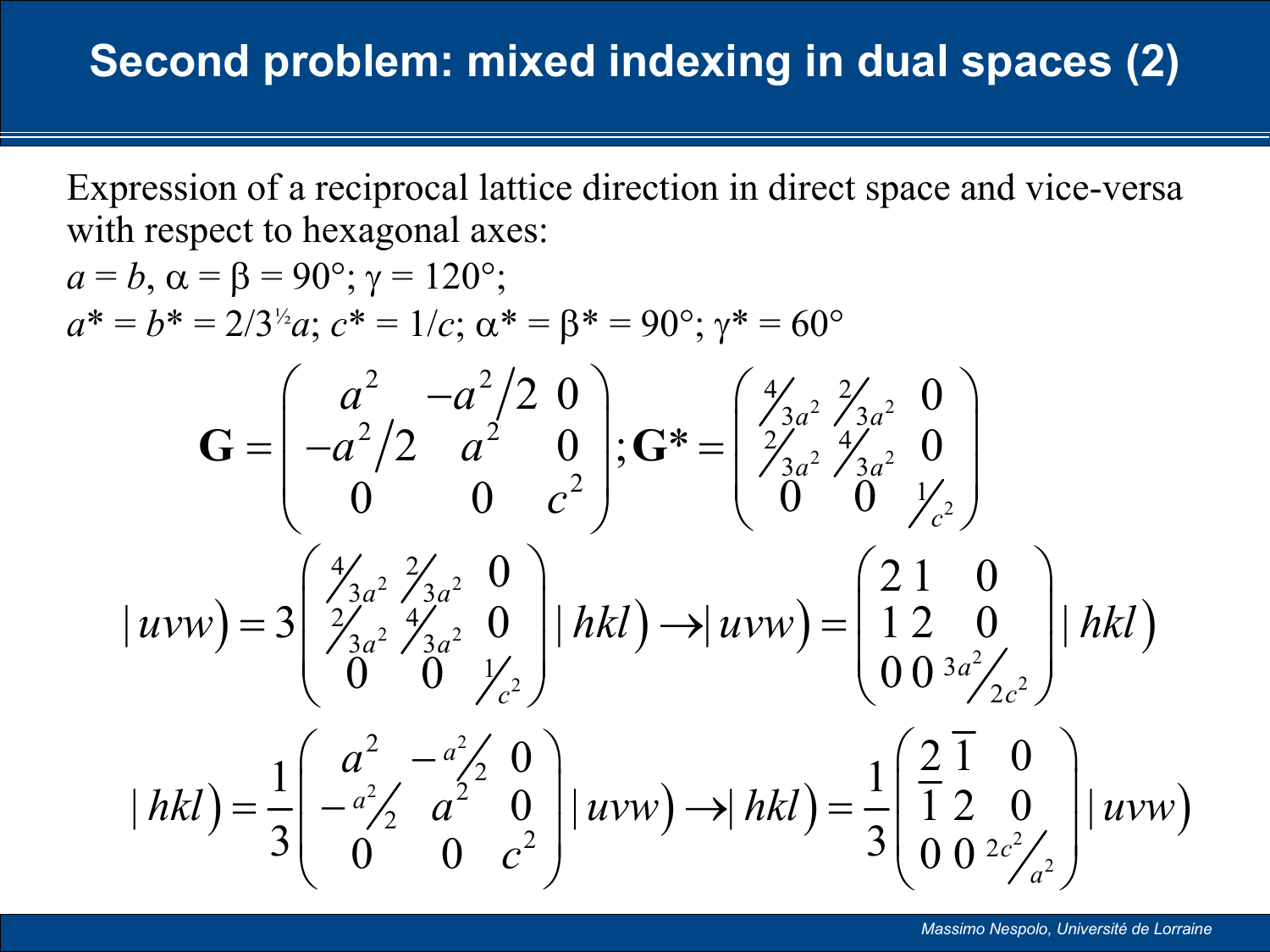# Second problem: mixed indexing in dual spaces (2)

Expression of a reciprocal lattice direction in direct space and vice-versa with respect to hexagonal axes:

$a = b$, $\alpha = \beta = 90°$; $\gamma = 120°$;

$a^* = b^* = 2/3^{½}a$; $c^* = 1/c$; $\alpha^* = \beta^* = 90°$; $\gamma^* = 60°$

$$\mathbf{G} = \begin{pmatrix} a^2 & -a^2/2 & 0 \\ -a^2/2 & a^2 & 0 \\ 0 & 0 & c^2 \end{pmatrix}; \mathbf{G}^* = \begin{pmatrix} 4/3a^2 & 2/3a^2 & 0 \\ 2/3a^2 & 4/3a^2 & 0 \\ 0 & 0 & 1/c^2 \end{pmatrix}$$

$$|uvw) = 3\begin{pmatrix} 4/3a^2 & 2/3a^2 & 0 \\ 2/3a^2 & 4/3a^2 & 0 \\ 0 & 0 & 1/c^2 \end{pmatrix}|hkl) \rightarrow |uvw) = \begin{pmatrix} 2 & 1 & 0 \\ 1 & 2 & 0 \\ 0 & 0 & 3a^2/2c^2 \end{pmatrix}|hkl)$$

$$|hkl) = \frac{1}{3}\begin{pmatrix} a^2 & -a^2/2 & 0 \\ -a^2/2 & a^2 & 0 \\ 0 & 0 & c^2 \end{pmatrix}|uvw) \rightarrow |hkl) = \frac{1}{3}\begin{pmatrix} 2 & \bar{1} & 0 \\ \bar{1} & 2 & 0 \\ 0 & 0 & 2c^2/a^2 \end{pmatrix}|uvw)$$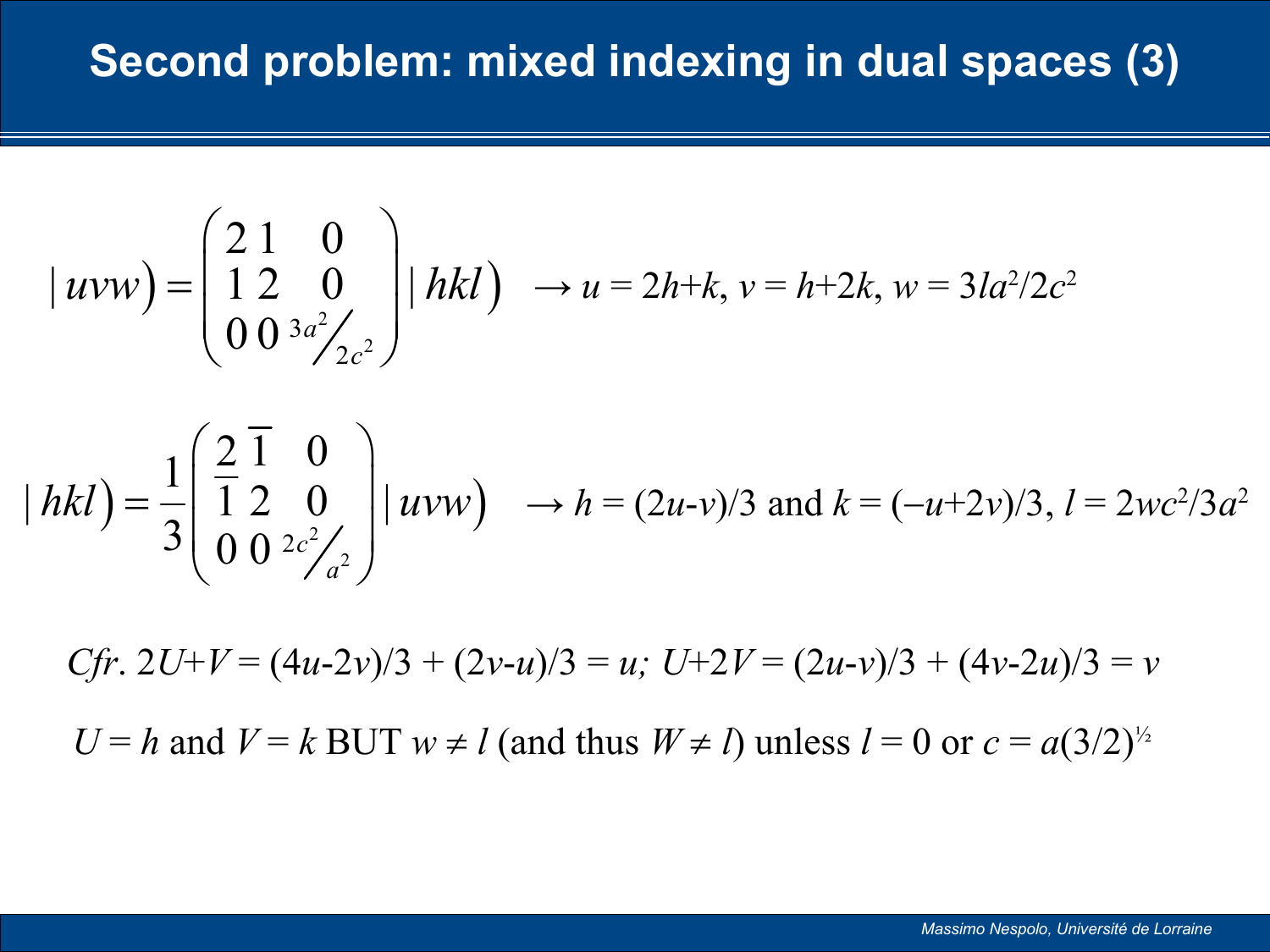# Second problem: mixed indexing in dual spaces (3)

$$|uvw) = \begin{pmatrix} 2 & 1 & 0 \\ 1 & 2 & 0 \\ 0 & 0 & 3a^2/2c^2 \end{pmatrix} |hkl) \quad \rightarrow u = 2h+k,\ v = h+2k,\ w = 3la^2/2c^2$$

$$|hkl) = \frac{1}{3} \begin{pmatrix} 2 & \bar{1} & 0 \\ \bar{1} & 2 & 0 \\ 0 & 0 & 2c^2/a^2 \end{pmatrix} |uvw) \quad \rightarrow h = (2u\text{-}v)/3 \text{ and } k = (-u+2v)/3,\ l = 2wc^2/3a^2$$

*Cfr*. $2U+V = (4u\text{-}2v)/3 + (2v\text{-}u)/3 = u;\ U+2V = (2u\text{-}v)/3 + (4v\text{-}2u)/3 = v$

$U = h$ and $V = k$ BUT $w \neq l$ (and thus $W \neq l$) unless $l = 0$ or $c = a(3/2)^{½}$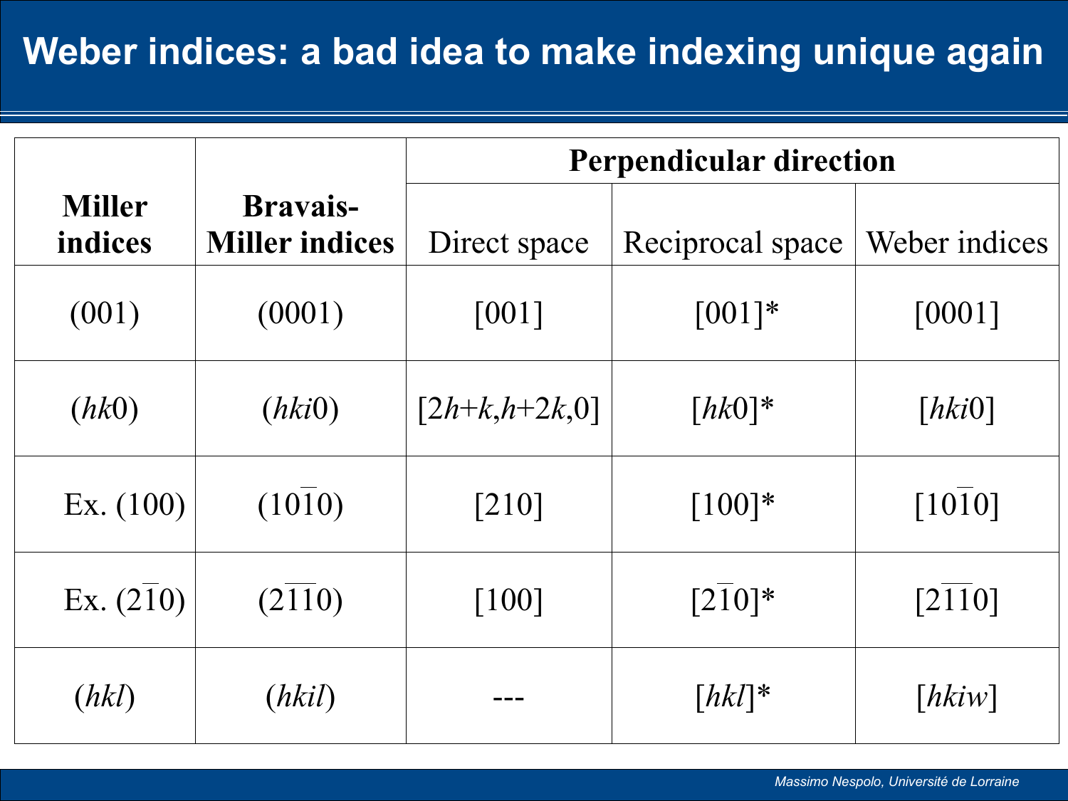# Weber indices: a bad idea to make indexing unique again

| Miller indices | Bravais-Miller indices | Perpendicular direction | | |
|---|---|---|---|---|
| | | Direct space | Reciprocal space | Weber indices |
| (001) | (0001) | [001] | [001]* | [0001] |
| (*hk*0) | (*hki*0) | [2*h*+*k*,*h*+2*k*,0] | [*hk*0]* | [*hki*0] |
| Ex. (100) | $(10\bar{1}0)$ | [210] | [100]* | $[10\bar{1}0]$ |
| Ex. $(2\bar{1}0)$ | $(2\bar{1}\bar{1}0)$ | [100] | $[2\bar{1}0]$* | $[2\bar{1}\bar{1}0]$ |
| (*hkl*) | (*hkil*) | --- | [*hkl*]* | [*hkiw*] |